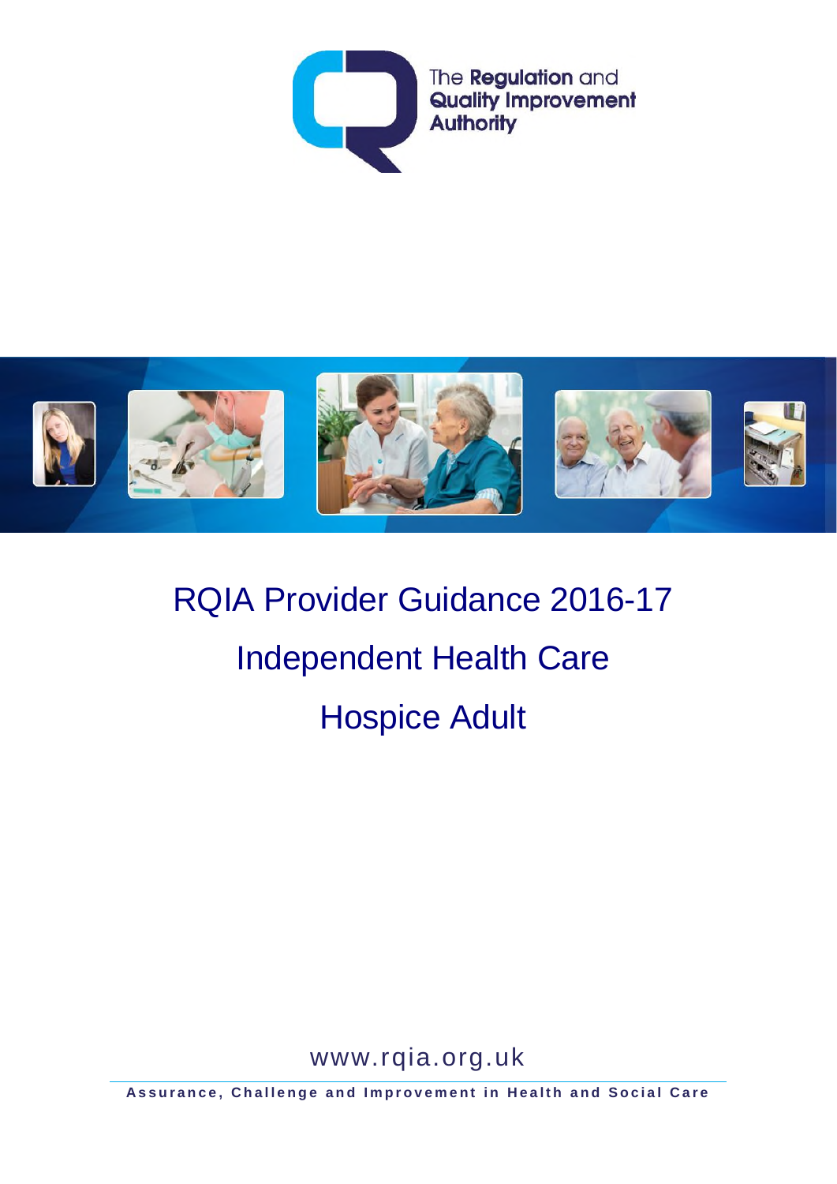The **Regulation** and **Quality Improvement Authority**

# RQIA Provider Guidance 2016-17

# Independent Health Care

# Hospice Adult

www.rqia.org.uk

**Assurance, Challenge and Improvement in Health and Social Care**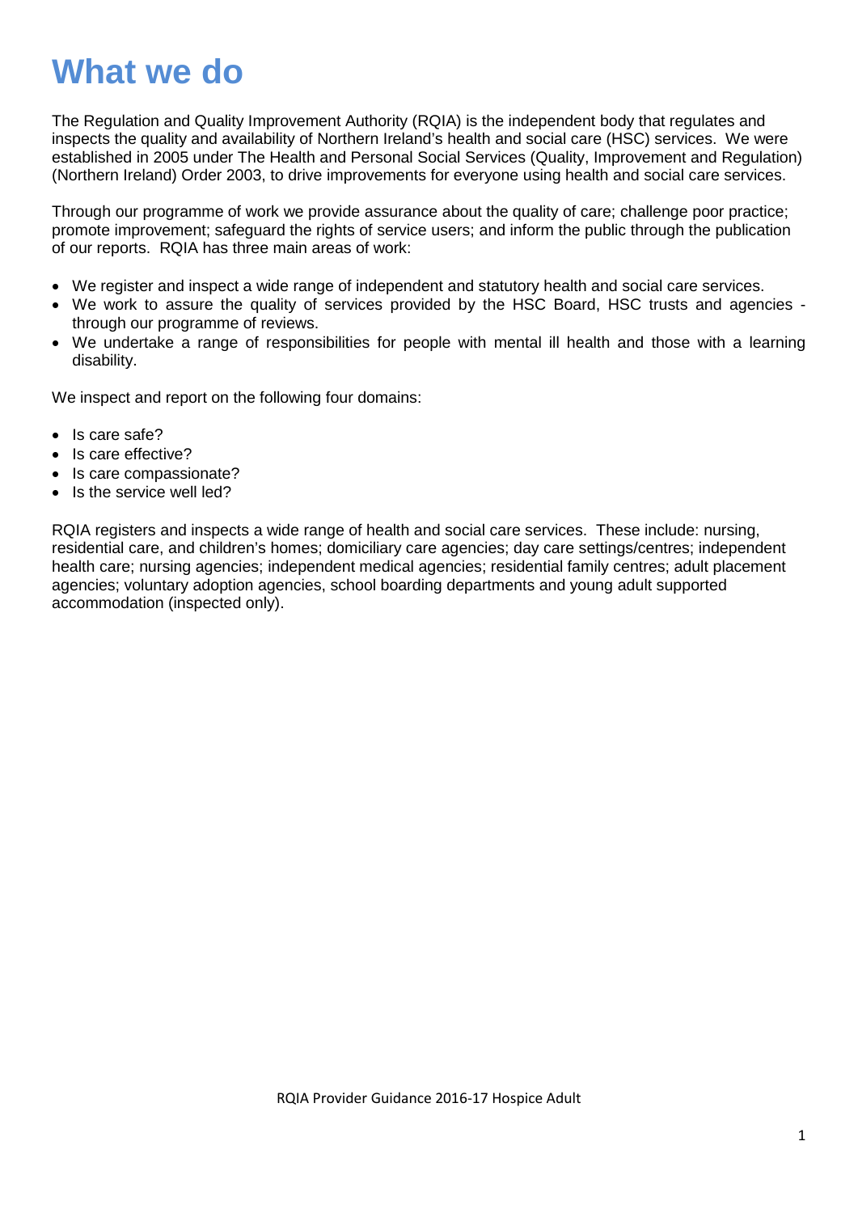# What we do

The Regulation and Quality Improvement Authority (RQIA) is the independent body that regulates and inspects the quality and availability of Northern Ireland's health and social care (HSC) services. We were established in 2005 under The Health and Personal Social Services (Quality, Improvement and Regulation) (Northern Ireland) Order 2003, to drive improvements for everyone using health and social care services.

Through our programme of work we provide assurance about the quality of care; challenge poor practice; promote improvement; safeguard the rights of service users; and inform the public through the publication of our reports. RQIA has three main areas of work:

- We register and inspect a wide range of independent and statutory health and social care services.
- We work to assure the quality of services provided by the HSC Board, HSC trusts and agencies - through our programme of reviews.
- We undertake a range of responsibilities for people with mental ill health and those with a learning disability.

We inspect and report on the following four domains:

- Is care safe?
- Is care effective?
- Is care compassionate?
- Is the service well led?

RQIA registers and inspects a wide range of health and social care services. These include: nursing, residential care, and children's homes; domiciliary care agencies; day care settings/centres; independent health care; nursing agencies; independent medical agencies; residential family centres; adult placement agencies; voluntary adoption agencies, school boarding departments and young adult supported accommodation (inspected only).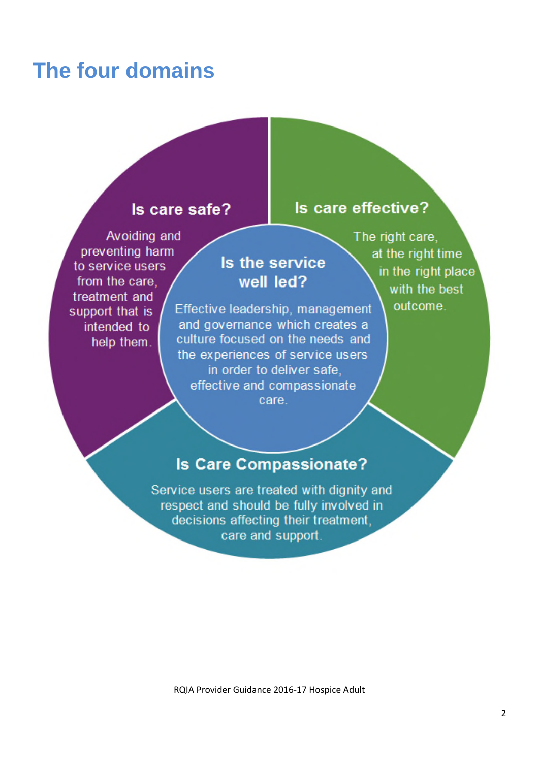# The four domains

### Is care safe?

Avoiding and preventing harm to service users from the care, treatment and support that is intended to help them.

### Is care effective?

The right care, at the right time in the right place with the best outcome.

### Is the service well led?

Effective leadership, management and governance which creates a culture focused on the needs and the experiences of service users in order to deliver safe, effective and compassionate care.

### Is Care Compassionate?

Service users are treated with dignity and respect and should be fully involved in decisions affecting their treatment, care and support.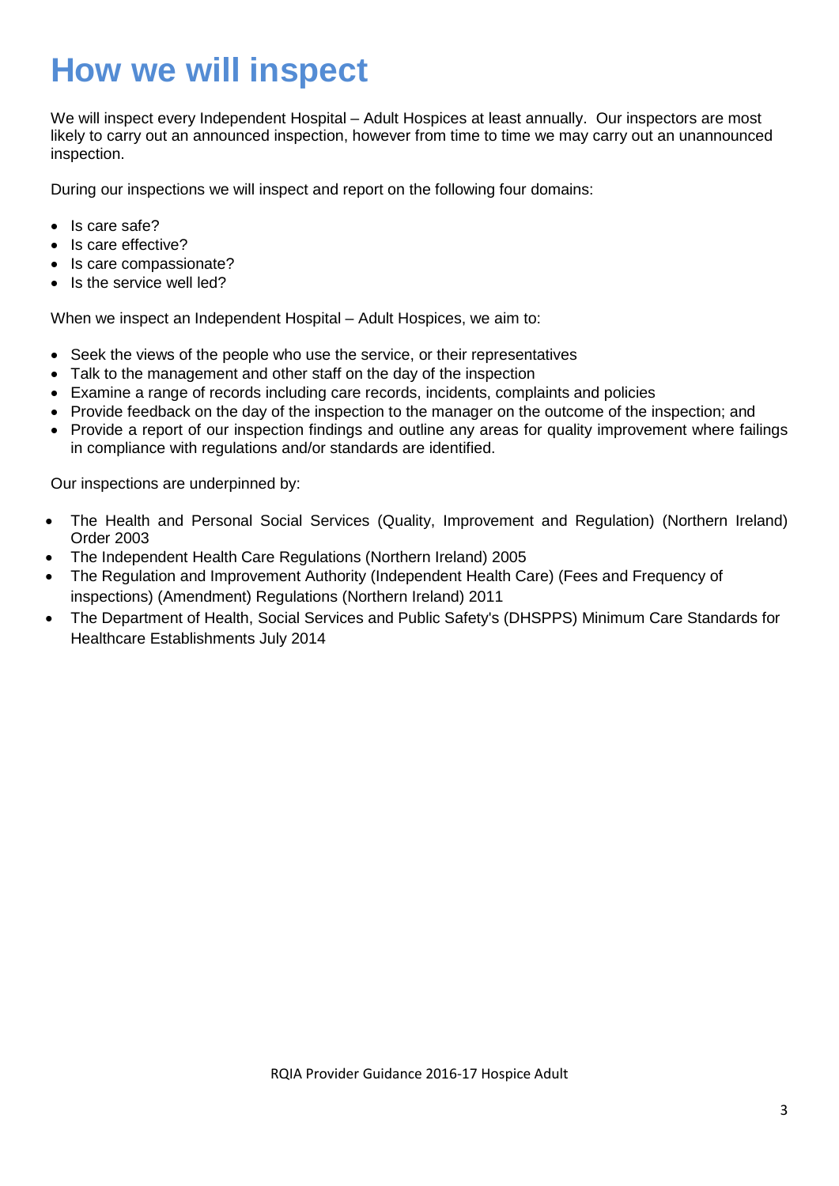# How we will inspect

We will inspect every Independent Hospital – Adult Hospices at least annually. Our inspectors are most likely to carry out an announced inspection, however from time to time we may carry out an unannounced inspection.

During our inspections we will inspect and report on the following four domains:

- Is care safe?
- Is care effective?
- Is care compassionate?
- Is the service well led?

When we inspect an Independent Hospital – Adult Hospices, we aim to:

- Seek the views of the people who use the service, or their representatives
- Talk to the management and other staff on the day of the inspection
- Examine a range of records including care records, incidents, complaints and policies
- Provide feedback on the day of the inspection to the manager on the outcome of the inspection; and
- Provide a report of our inspection findings and outline any areas for quality improvement where failings in compliance with regulations and/or standards are identified.

Our inspections are underpinned by:

- The Health and Personal Social Services (Quality, Improvement and Regulation) (Northern Ireland) Order 2003
- The Independent Health Care Regulations (Northern Ireland) 2005
- The Regulation and Improvement Authority (Independent Health Care) (Fees and Frequency of inspections) (Amendment) Regulations (Northern Ireland) 2011
- The Department of Health, Social Services and Public Safety's (DHSPPS) Minimum Care Standards for Healthcare Establishments July 2014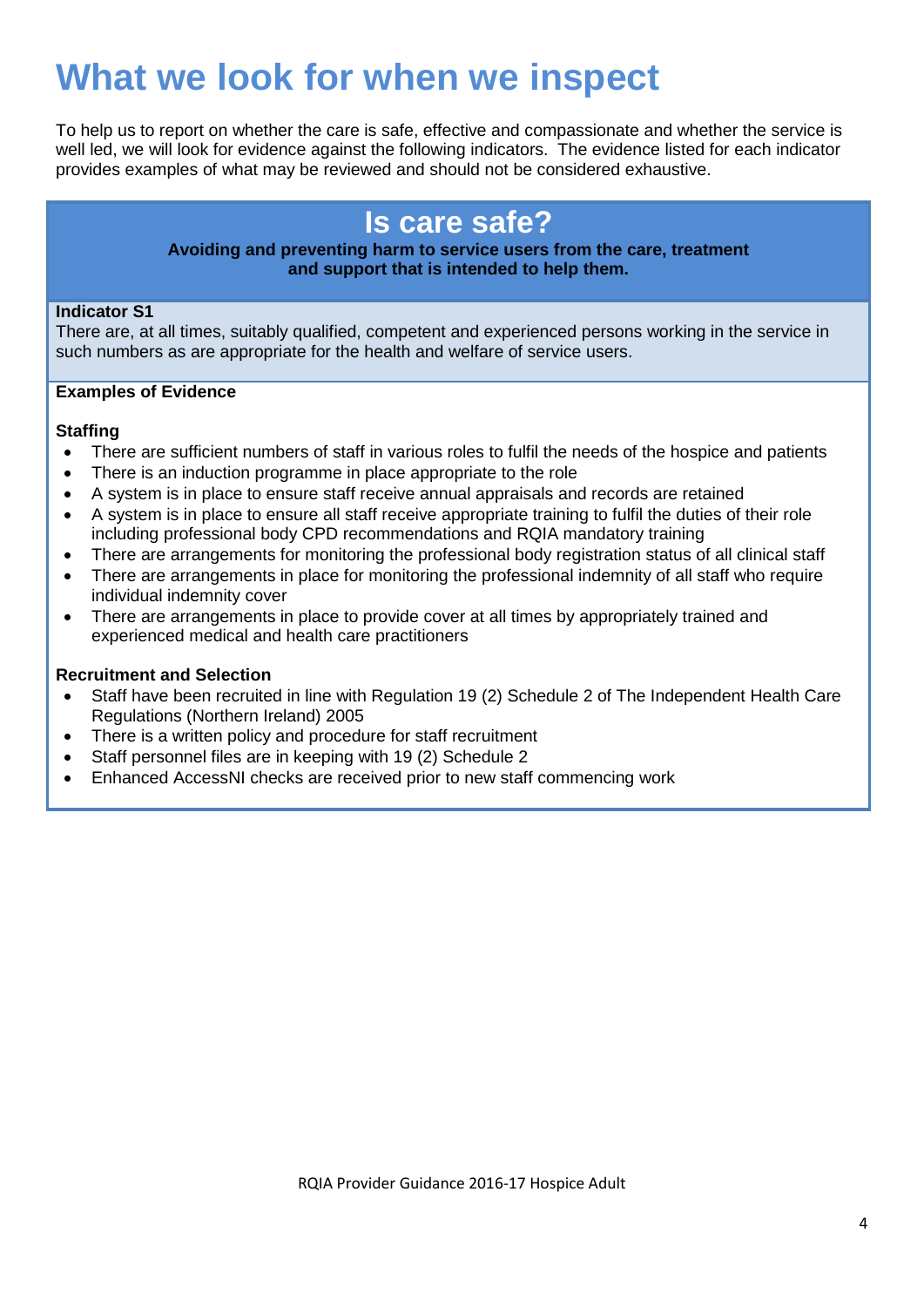# What we look for when we inspect

To help us to report on whether the care is safe, effective and compassionate and whether the service is well led, we will look for evidence against the following indicators. The evidence listed for each indicator provides examples of what may be reviewed and should not be considered exhaustive.

## Is care safe?

**Avoiding and preventing harm to service users from the care, treatment and support that is intended to help them.**

**Indicator S1**

There are, at all times, suitably qualified, competent and experienced persons working in the service in such numbers as are appropriate for the health and welfare of service users.

**Examples of Evidence**

**Staffing**

- There are sufficient numbers of staff in various roles to fulfil the needs of the hospice and patients
- There is an induction programme in place appropriate to the role
- A system is in place to ensure staff receive annual appraisals and records are retained
- A system is in place to ensure all staff receive appropriate training to fulfil the duties of their role including professional body CPD recommendations and RQIA mandatory training
- There are arrangements for monitoring the professional body registration status of all clinical staff
- There are arrangements in place for monitoring the professional indemnity of all staff who require individual indemnity cover
- There are arrangements in place to provide cover at all times by appropriately trained and experienced medical and health care practitioners

**Recruitment and Selection**

- Staff have been recruited in line with Regulation 19 (2) Schedule 2 of The Independent Health Care Regulations (Northern Ireland) 2005
- There is a written policy and procedure for staff recruitment
- Staff personnel files are in keeping with 19 (2) Schedule 2
- Enhanced AccessNI checks are received prior to new staff commencing work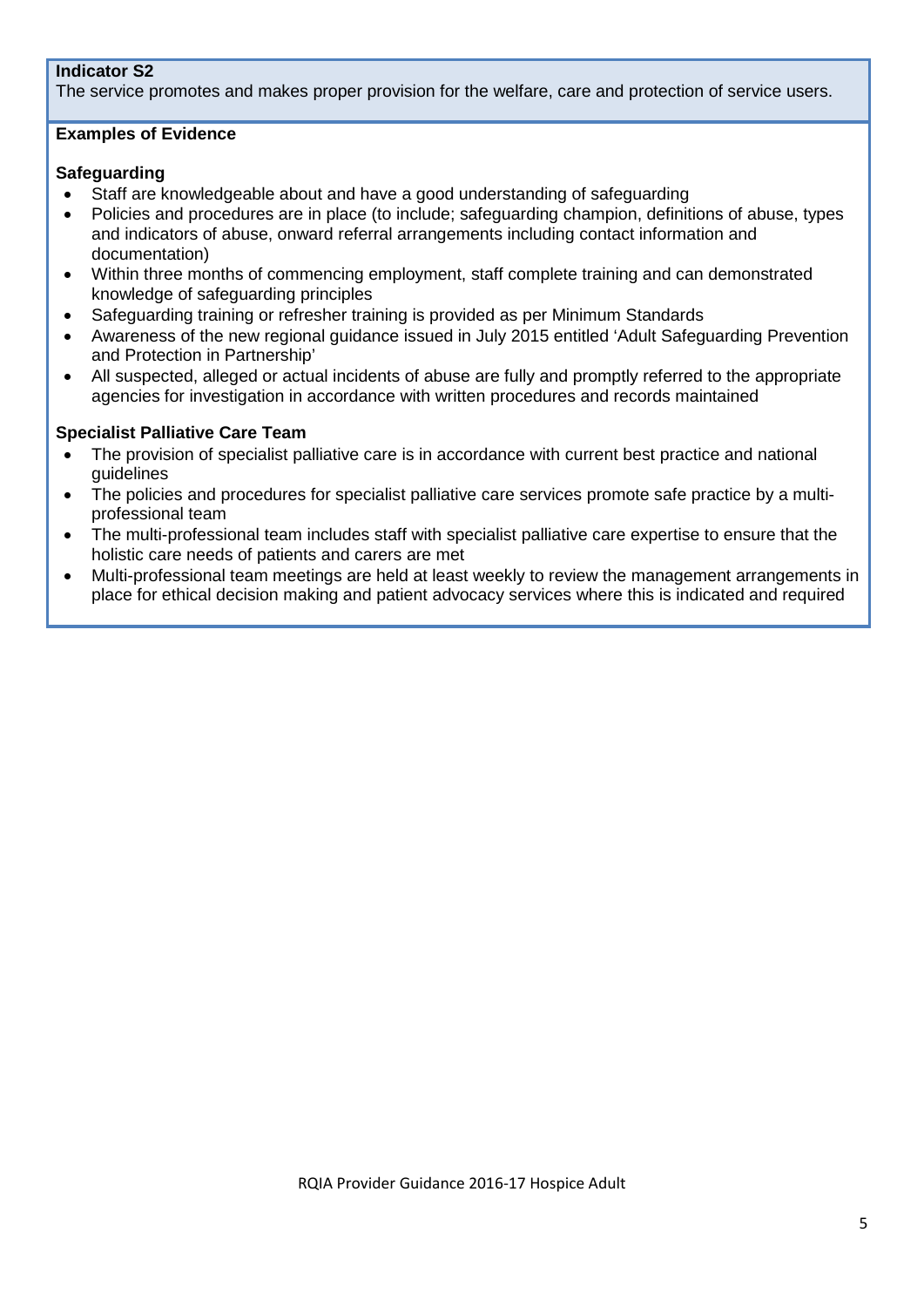**Indicator S2**
The service promotes and makes proper provision for the welfare, care and protection of service users.

**Examples of Evidence**

**Safeguarding**

- Staff are knowledgeable about and have a good understanding of safeguarding
- Policies and procedures are in place (to include; safeguarding champion, definitions of abuse, types and indicators of abuse, onward referral arrangements including contact information and documentation)
- Within three months of commencing employment, staff complete training and can demonstrated knowledge of safeguarding principles
- Safeguarding training or refresher training is provided as per Minimum Standards
- Awareness of the new regional guidance issued in July 2015 entitled 'Adult Safeguarding Prevention and Protection in Partnership'
- All suspected, alleged or actual incidents of abuse are fully and promptly referred to the appropriate agencies for investigation in accordance with written procedures and records maintained

**Specialist Palliative Care Team**

- The provision of specialist palliative care is in accordance with current best practice and national guidelines
- The policies and procedures for specialist palliative care services promote safe practice by a multi-professional team
- The multi-professional team includes staff with specialist palliative care expertise to ensure that the holistic care needs of patients and carers are met
- Multi-professional team meetings are held at least weekly to review the management arrangements in place for ethical decision making and patient advocacy services where this is indicated and required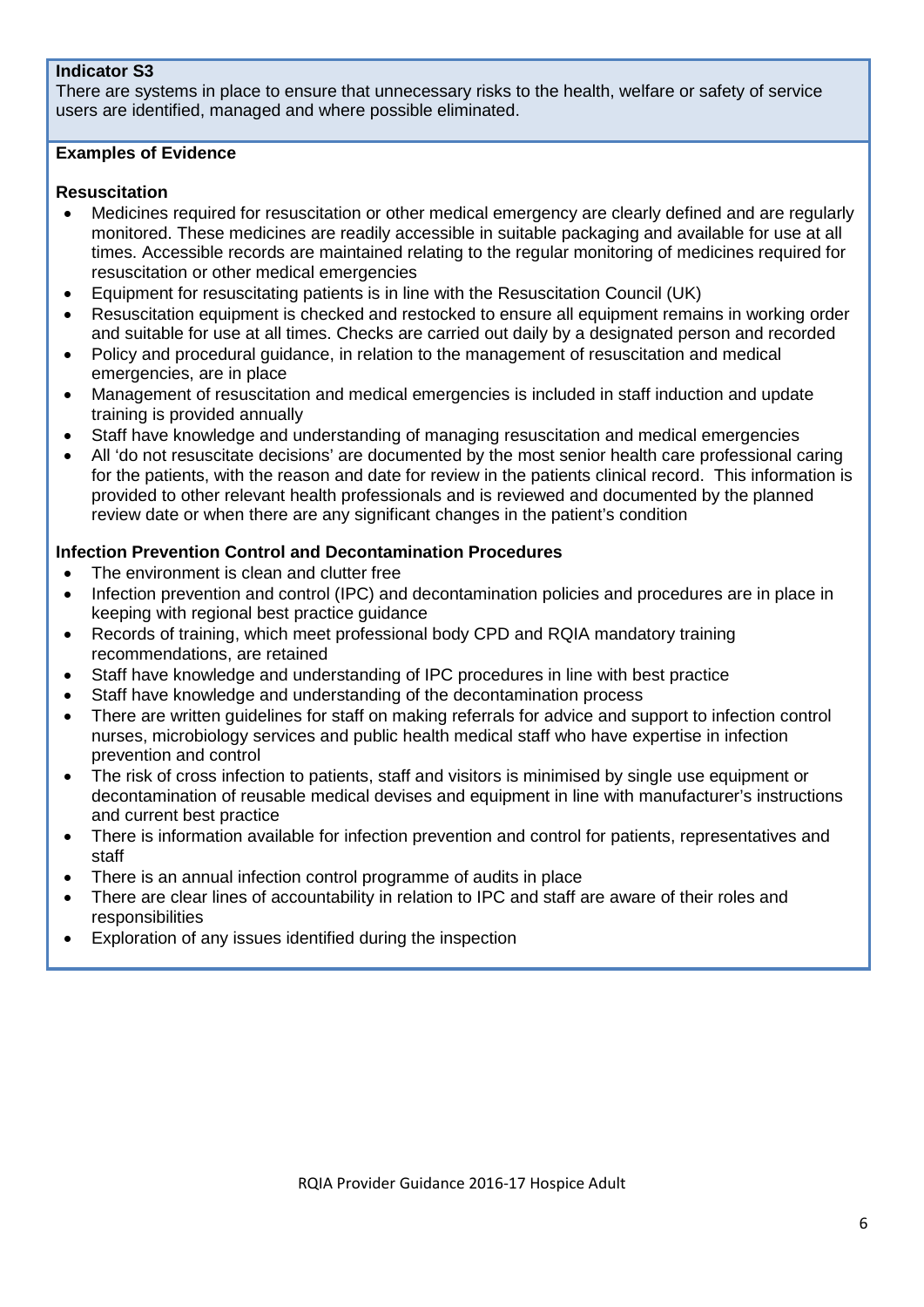**Indicator S3**

There are systems in place to ensure that unnecessary risks to the health, welfare or safety of service users are identified, managed and where possible eliminated.

**Examples of Evidence**

**Resuscitation**

- Medicines required for resuscitation or other medical emergency are clearly defined and are regularly monitored. These medicines are readily accessible in suitable packaging and available for use at all times. Accessible records are maintained relating to the regular monitoring of medicines required for resuscitation or other medical emergencies
- Equipment for resuscitating patients is in line with the Resuscitation Council (UK)
- Resuscitation equipment is checked and restocked to ensure all equipment remains in working order and suitable for use at all times. Checks are carried out daily by a designated person and recorded
- Policy and procedural guidance, in relation to the management of resuscitation and medical emergencies, are in place
- Management of resuscitation and medical emergencies is included in staff induction and update training is provided annually
- Staff have knowledge and understanding of managing resuscitation and medical emergencies
- All 'do not resuscitate decisions' are documented by the most senior health care professional caring for the patients, with the reason and date for review in the patients clinical record. This information is provided to other relevant health professionals and is reviewed and documented by the planned review date or when there are any significant changes in the patient's condition

**Infection Prevention Control and Decontamination Procedures**

- The environment is clean and clutter free
- Infection prevention and control (IPC) and decontamination policies and procedures are in place in keeping with regional best practice guidance
- Records of training, which meet professional body CPD and RQIA mandatory training recommendations, are retained
- Staff have knowledge and understanding of IPC procedures in line with best practice
- Staff have knowledge and understanding of the decontamination process
- There are written guidelines for staff on making referrals for advice and support to infection control nurses, microbiology services and public health medical staff who have expertise in infection prevention and control
- The risk of cross infection to patients, staff and visitors is minimised by single use equipment or decontamination of reusable medical devises and equipment in line with manufacturer's instructions and current best practice
- There is information available for infection prevention and control for patients, representatives and staff
- There is an annual infection control programme of audits in place
- There are clear lines of accountability in relation to IPC and staff are aware of their roles and responsibilities
- Exploration of any issues identified during the inspection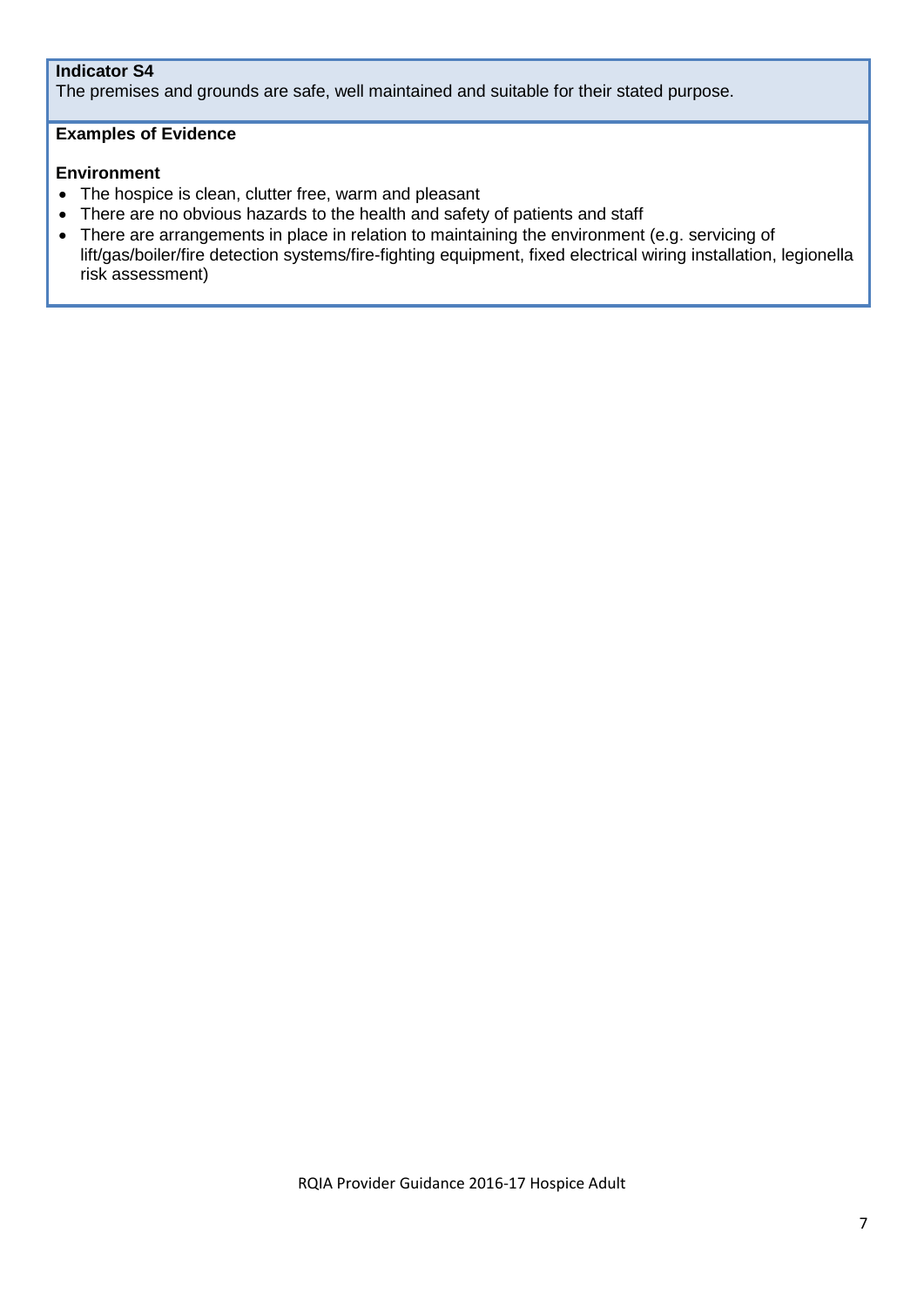**Indicator S4**
The premises and grounds are safe, well maintained and suitable for their stated purpose.

**Examples of Evidence**

**Environment**

- The hospice is clean, clutter free, warm and pleasant
- There are no obvious hazards to the health and safety of patients and staff
- There are arrangements in place in relation to maintaining the environment (e.g. servicing of lift/gas/boiler/fire detection systems/fire-fighting equipment, fixed electrical wiring installation, legionella risk assessment)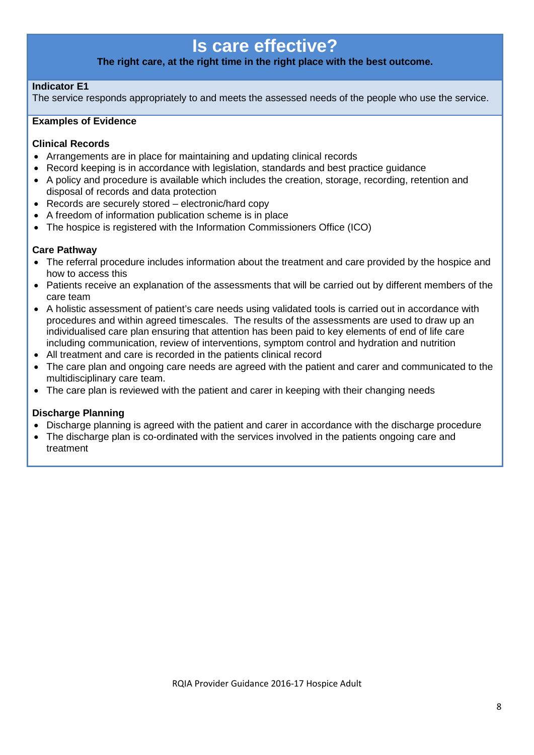# Is care effective?

**The right care, at the right time in the right place with the best outcome.**

**Indicator E1**
The service responds appropriately to and meets the assessed needs of the people who use the service.

**Examples of Evidence**

**Clinical Records**

- Arrangements are in place for maintaining and updating clinical records
- Record keeping is in accordance with legislation, standards and best practice guidance
- A policy and procedure is available which includes the creation, storage, recording, retention and disposal of records and data protection
- Records are securely stored – electronic/hard copy
- A freedom of information publication scheme is in place
- The hospice is registered with the Information Commissioners Office (ICO)

**Care Pathway**

- The referral procedure includes information about the treatment and care provided by the hospice and how to access this
- Patients receive an explanation of the assessments that will be carried out by different members of the care team
- A holistic assessment of patient's care needs using validated tools is carried out in accordance with procedures and within agreed timescales. The results of the assessments are used to draw up an individualised care plan ensuring that attention has been paid to key elements of end of life care including communication, review of interventions, symptom control and hydration and nutrition
- All treatment and care is recorded in the patients clinical record
- The care plan and ongoing care needs are agreed with the patient and carer and communicated to the multidisciplinary care team.
- The care plan is reviewed with the patient and carer in keeping with their changing needs

**Discharge Planning**

- Discharge planning is agreed with the patient and carer in accordance with the discharge procedure
- The discharge plan is co-ordinated with the services involved in the patients ongoing care and treatment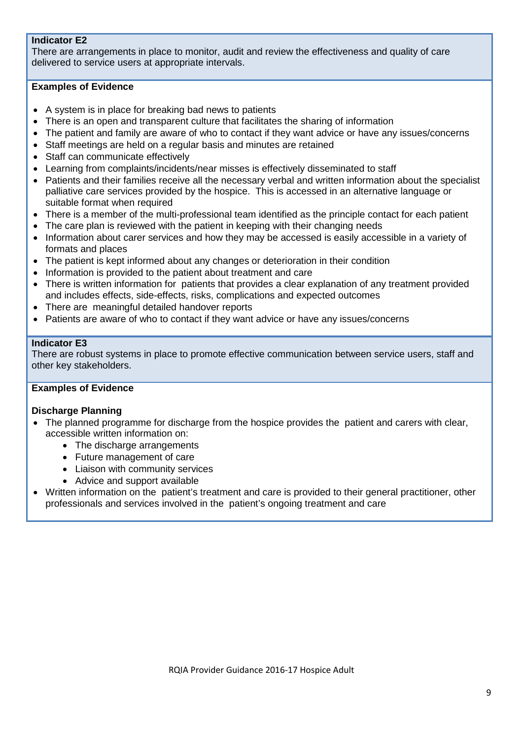**Indicator E2**

There are arrangements in place to monitor, audit and review the effectiveness and quality of care delivered to service users at appropriate intervals.

**Examples of Evidence**

- A system is in place for breaking bad news to patients
- There is an open and transparent culture that facilitates the sharing of information
- The patient and family are aware of who to contact if they want advice or have any issues/concerns
- Staff meetings are held on a regular basis and minutes are retained
- Staff can communicate effectively
- Learning from complaints/incidents/near misses is effectively disseminated to staff
- Patients and their families receive all the necessary verbal and written information about the specialist palliative care services provided by the hospice. This is accessed in an alternative language or suitable format when required
- There is a member of the multi-professional team identified as the principle contact for each patient
- The care plan is reviewed with the patient in keeping with their changing needs
- Information about carer services and how they may be accessed is easily accessible in a variety of formats and places
- The patient is kept informed about any changes or deterioration in their condition
- Information is provided to the patient about treatment and care
- There is written information for patients that provides a clear explanation of any treatment provided and includes effects, side-effects, risks, complications and expected outcomes
- There are meaningful detailed handover reports
- Patients are aware of who to contact if they want advice or have any issues/concerns

**Indicator E3**

There are robust systems in place to promote effective communication between service users, staff and other key stakeholders.

**Examples of Evidence**

**Discharge Planning**

- The planned programme for discharge from the hospice provides the patient and carers with clear, accessible written information on:
  - The discharge arrangements
  - Future management of care
  - Liaison with community services
  - Advice and support available
- Written information on the patient's treatment and care is provided to their general practitioner, other professionals and services involved in the patient's ongoing treatment and care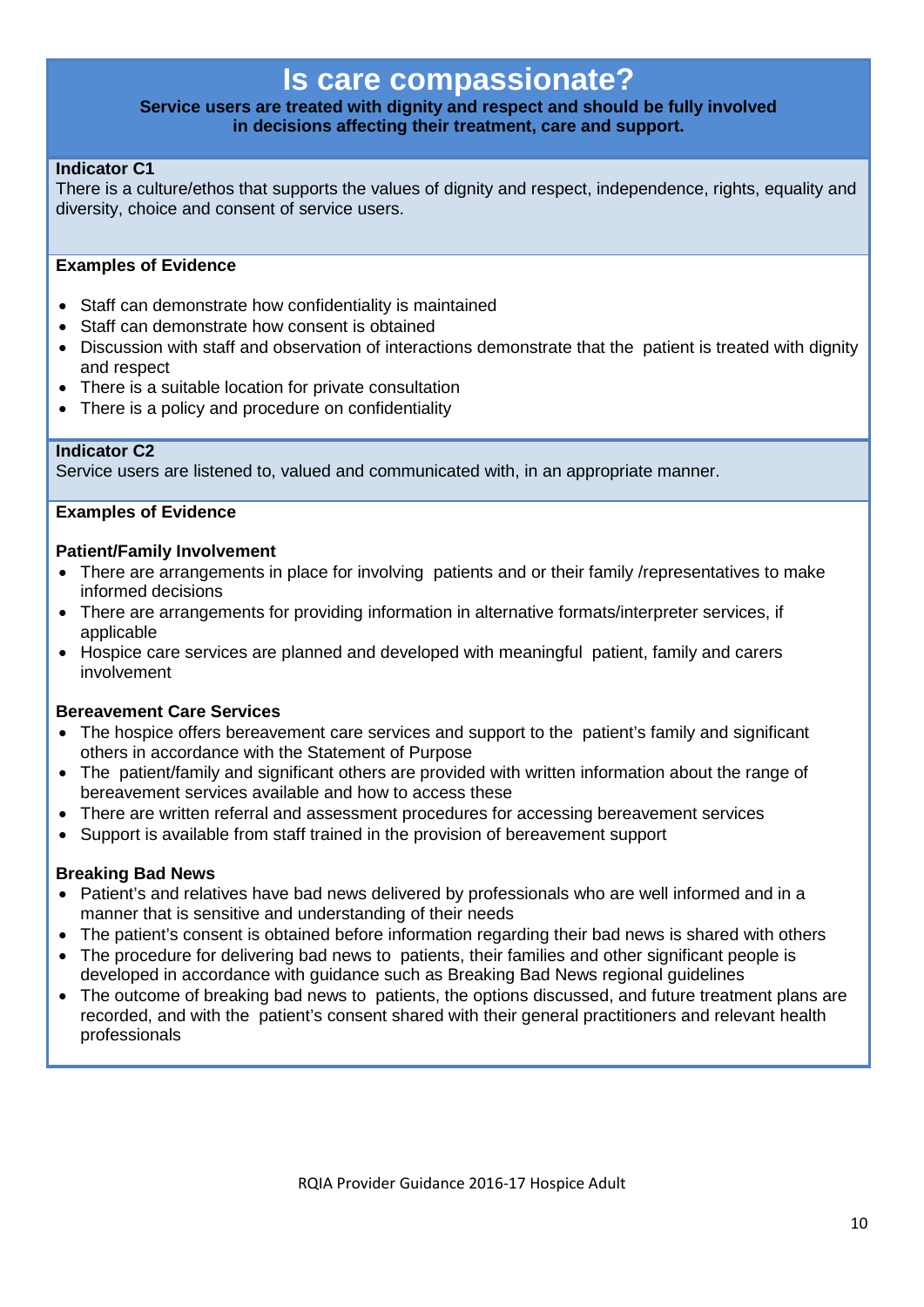# Is care compassionate?

**Service users are treated with dignity and respect and should be fully involved in decisions affecting their treatment, care and support.**

**Indicator C1**

There is a culture/ethos that supports the values of dignity and respect, independence, rights, equality and diversity, choice and consent of service users.

**Examples of Evidence**

- Staff can demonstrate how confidentiality is maintained
- Staff can demonstrate how consent is obtained
- Discussion with staff and observation of interactions demonstrate that the patient is treated with dignity and respect
- There is a suitable location for private consultation
- There is a policy and procedure on confidentiality

**Indicator C2**

Service users are listened to, valued and communicated with, in an appropriate manner.

**Examples of Evidence**

**Patient/Family Involvement**

- There are arrangements in place for involving patients and or their family /representatives to make informed decisions
- There are arrangements for providing information in alternative formats/interpreter services, if applicable
- Hospice care services are planned and developed with meaningful patient, family and carers involvement

**Bereavement Care Services**

- The hospice offers bereavement care services and support to the patient's family and significant others in accordance with the Statement of Purpose
- The patient/family and significant others are provided with written information about the range of bereavement services available and how to access these
- There are written referral and assessment procedures for accessing bereavement services
- Support is available from staff trained in the provision of bereavement support

**Breaking Bad News**

- Patient's and relatives have bad news delivered by professionals who are well informed and in a manner that is sensitive and understanding of their needs
- The patient's consent is obtained before information regarding their bad news is shared with others
- The procedure for delivering bad news to patients, their families and other significant people is developed in accordance with guidance such as Breaking Bad News regional guidelines
- The outcome of breaking bad news to patients, the options discussed, and future treatment plans are recorded, and with the patient's consent shared with their general practitioners and relevant health professionals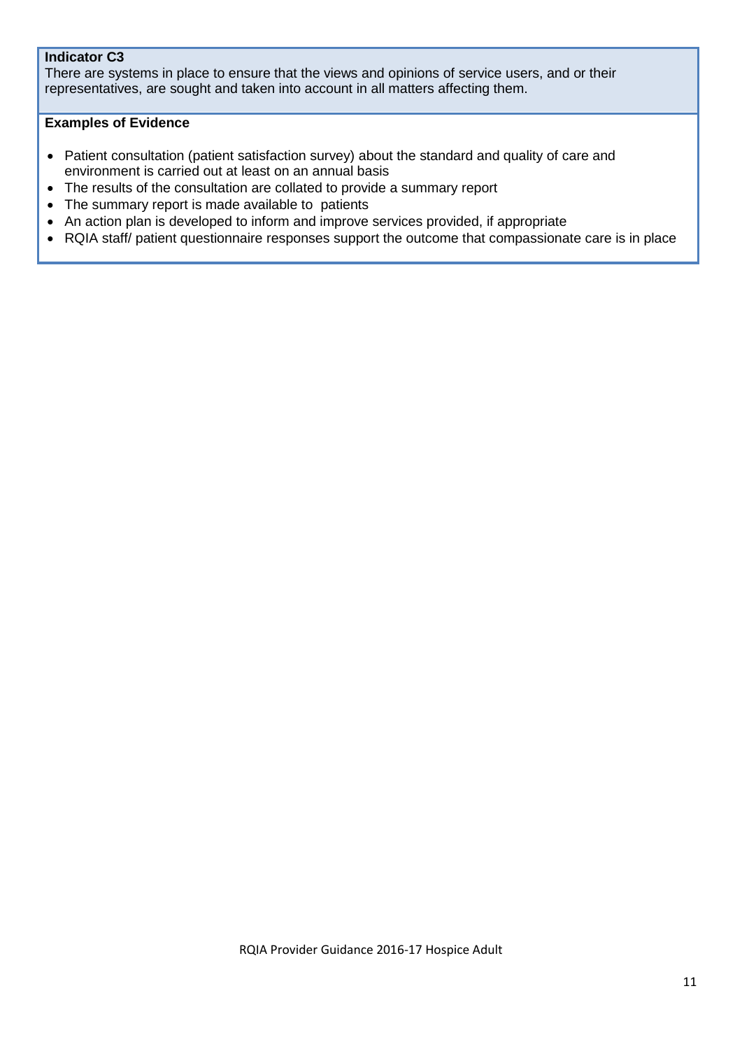**Indicator C3**

There are systems in place to ensure that the views and opinions of service users, and or their representatives, are sought and taken into account in all matters affecting them.

**Examples of Evidence**

- Patient consultation (patient satisfaction survey) about the standard and quality of care and environment is carried out at least on an annual basis
- The results of the consultation are collated to provide a summary report
- The summary report is made available to patients
- An action plan is developed to inform and improve services provided, if appropriate
- RQIA staff/ patient questionnaire responses support the outcome that compassionate care is in place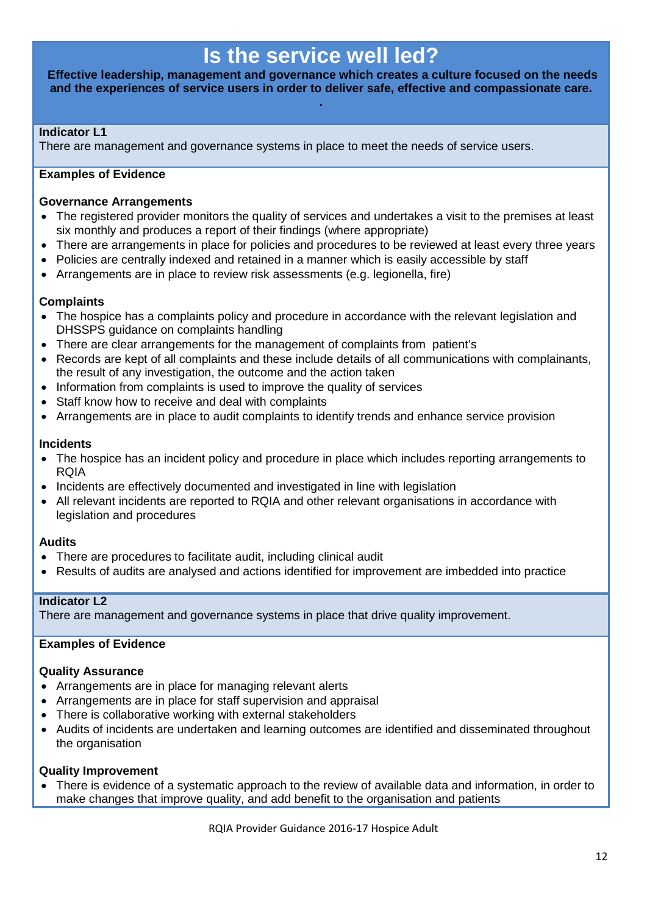# Is the service well led?

**Effective leadership, management and governance which creates a culture focused on the needs and the experiences of service users in order to deliver safe, effective and compassionate care.**

.

**Indicator L1**
There are management and governance systems in place to meet the needs of service users.

**Examples of Evidence**

**Governance Arrangements**

- The registered provider monitors the quality of services and undertakes a visit to the premises at least six monthly and produces a report of their findings (where appropriate)
- There are arrangements in place for policies and procedures to be reviewed at least every three years
- Policies are centrally indexed and retained in a manner which is easily accessible by staff
- Arrangements are in place to review risk assessments (e.g. legionella, fire)

**Complaints**

- The hospice has a complaints policy and procedure in accordance with the relevant legislation and DHSSPS guidance on complaints handling
- There are clear arrangements for the management of complaints from patient's
- Records are kept of all complaints and these include details of all communications with complainants, the result of any investigation, the outcome and the action taken
- Information from complaints is used to improve the quality of services
- Staff know how to receive and deal with complaints
- Arrangements are in place to audit complaints to identify trends and enhance service provision

**Incidents**

- The hospice has an incident policy and procedure in place which includes reporting arrangements to RQIA
- Incidents are effectively documented and investigated in line with legislation
- All relevant incidents are reported to RQIA and other relevant organisations in accordance with legislation and procedures

**Audits**

- There are procedures to facilitate audit, including clinical audit
- Results of audits are analysed and actions identified for improvement are imbedded into practice

**Indicator L2**
There are management and governance systems in place that drive quality improvement.

**Examples of Evidence**

**Quality Assurance**

- Arrangements are in place for managing relevant alerts
- Arrangements are in place for staff supervision and appraisal
- There is collaborative working with external stakeholders
- Audits of incidents are undertaken and learning outcomes are identified and disseminated throughout the organisation

**Quality Improvement**

- There is evidence of a systematic approach to the review of available data and information, in order to make changes that improve quality, and add benefit to the organisation and patients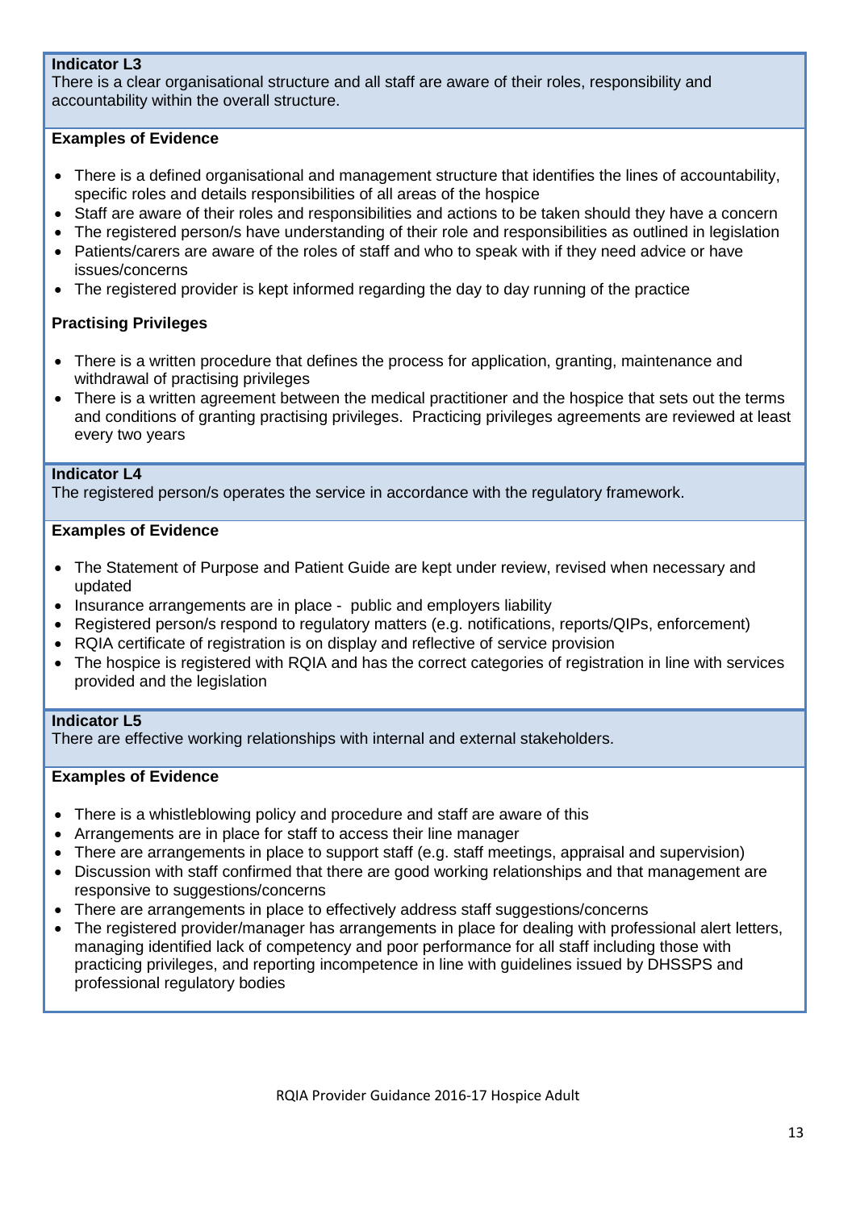**Indicator L3**
There is a clear organisational structure and all staff are aware of their roles, responsibility and accountability within the overall structure.

**Examples of Evidence**

- There is a defined organisational and management structure that identifies the lines of accountability, specific roles and details responsibilities of all areas of the hospice
- Staff are aware of their roles and responsibilities and actions to be taken should they have a concern
- The registered person/s have understanding of their role and responsibilities as outlined in legislation
- Patients/carers are aware of the roles of staff and who to speak with if they need advice or have issues/concerns
- The registered provider is kept informed regarding the day to day running of the practice

**Practising Privileges**

- There is a written procedure that defines the process for application, granting, maintenance and withdrawal of practising privileges
- There is a written agreement between the medical practitioner and the hospice that sets out the terms and conditions of granting practising privileges. Practicing privileges agreements are reviewed at least every two years

**Indicator L4**
The registered person/s operates the service in accordance with the regulatory framework.

**Examples of Evidence**

- The Statement of Purpose and Patient Guide are kept under review, revised when necessary and updated
- Insurance arrangements are in place - public and employers liability
- Registered person/s respond to regulatory matters (e.g. notifications, reports/QIPs, enforcement)
- RQIA certificate of registration is on display and reflective of service provision
- The hospice is registered with RQIA and has the correct categories of registration in line with services provided and the legislation

**Indicator L5**
There are effective working relationships with internal and external stakeholders.

**Examples of Evidence**

- There is a whistleblowing policy and procedure and staff are aware of this
- Arrangements are in place for staff to access their line manager
- There are arrangements in place to support staff (e.g. staff meetings, appraisal and supervision)
- Discussion with staff confirmed that there are good working relationships and that management are responsive to suggestions/concerns
- There are arrangements in place to effectively address staff suggestions/concerns
- The registered provider/manager has arrangements in place for dealing with professional alert letters, managing identified lack of competency and poor performance for all staff including those with practicing privileges, and reporting incompetence in line with guidelines issued by DHSSPS and professional regulatory bodies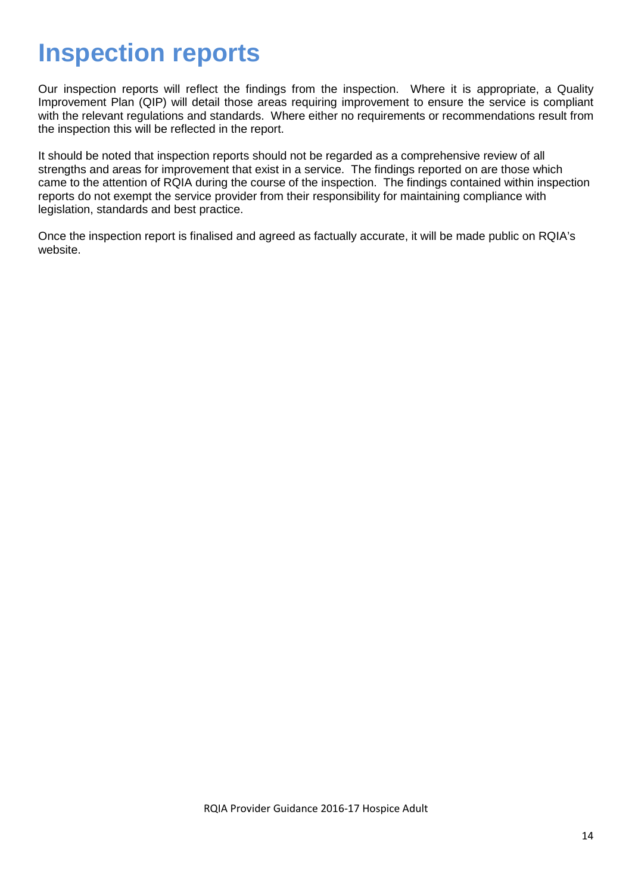# Inspection reports

Our inspection reports will reflect the findings from the inspection. Where it is appropriate, a Quality Improvement Plan (QIP) will detail those areas requiring improvement to ensure the service is compliant with the relevant regulations and standards. Where either no requirements or recommendations result from the inspection this will be reflected in the report.

It should be noted that inspection reports should not be regarded as a comprehensive review of all strengths and areas for improvement that exist in a service. The findings reported on are those which came to the attention of RQIA during the course of the inspection. The findings contained within inspection reports do not exempt the service provider from their responsibility for maintaining compliance with legislation, standards and best practice.

Once the inspection report is finalised and agreed as factually accurate, it will be made public on RQIA's website.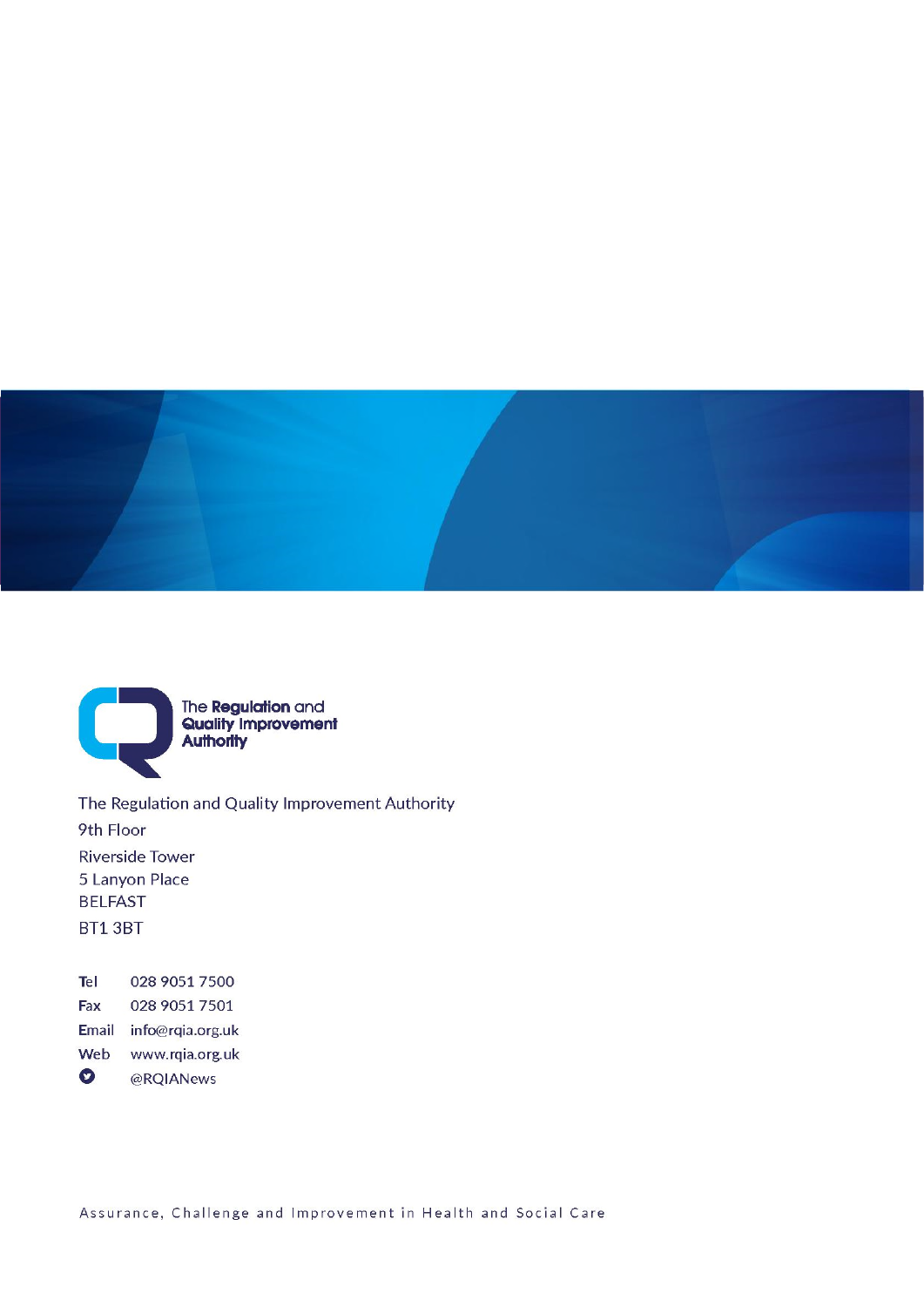The Regulation and Quality Improvement Authority

The Regulation and Quality Improvement Authority
9th Floor
Riverside Tower
5 Lanyon Place
BELFAST
BT1 3BT

| | |
|---|---|
| Tel | 028 9051 7500 |
| Fax | 028 9051 7501 |
| Email | info@rqia.org.uk |
| Web | www.rqia.org.uk |
| | @RQIANews |

Assurance, Challenge and Improvement in Health and Social Care